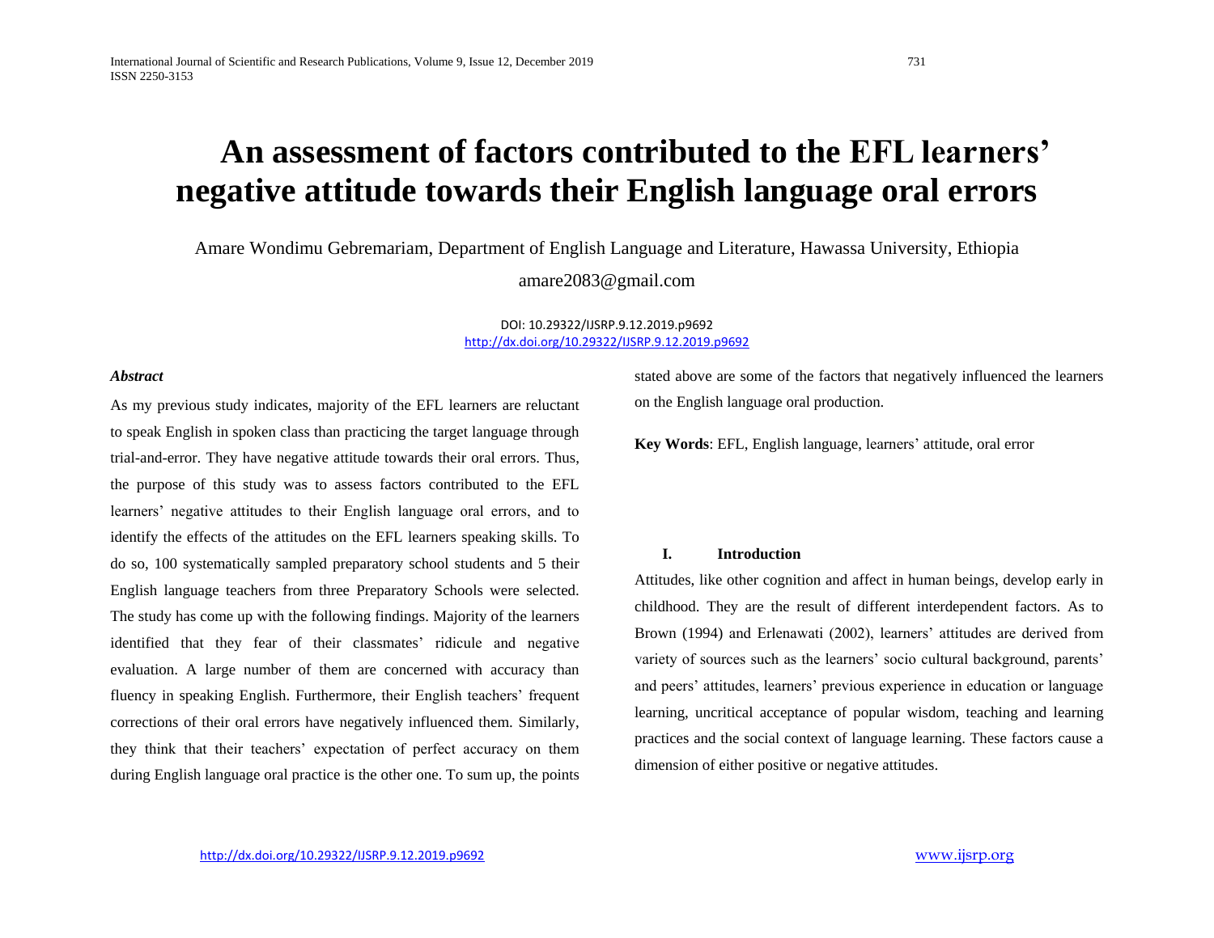# An assessment of factors contributed to the EFL learners' negative attitude towards their English language oral errors

Amare Wondimu Gebremariam, Department of English Language and Literature, Hawassa University, Ethiopia

amare2083@gmail.com

DOI: 10.29322/IJSRP.9.12.2019.p9692
http://dx.doi.org/10.29322/IJSRP.9.12.2019.p9692

***Abstract***

As my previous study indicates, majority of the EFL learners are reluctant to speak English in spoken class than practicing the target language through trial-and-error. They have negative attitude towards their oral errors. Thus, the purpose of this study was to assess factors contributed to the EFL learners' negative attitudes to their English language oral errors, and to identify the effects of the attitudes on the EFL learners speaking skills. To do so, 100 systematically sampled preparatory school students and 5 their English language teachers from three Preparatory Schools were selected. The study has come up with the following findings. Majority of the learners identified that they fear of their classmates' ridicule and negative evaluation. A large number of them are concerned with accuracy than fluency in speaking English. Furthermore, their English teachers' frequent corrections of their oral errors have negatively influenced them. Similarly, they think that their teachers' expectation of perfect accuracy on them during English language oral practice is the other one. To sum up, the points stated above are some of the factors that negatively influenced the learners on the English language oral production.

**Key Words**: EFL, English language, learners' attitude, oral error

## I. Introduction

Attitudes, like other cognition and affect in human beings, develop early in childhood. They are the result of different interdependent factors. As to Brown (1994) and Erlenawati (2002), learners' attitudes are derived from variety of sources such as the learners' socio cultural background, parents' and peers' attitudes, learners' previous experience in education or language learning, uncritical acceptance of popular wisdom, teaching and learning practices and the social context of language learning. These factors cause a dimension of either positive or negative attitudes.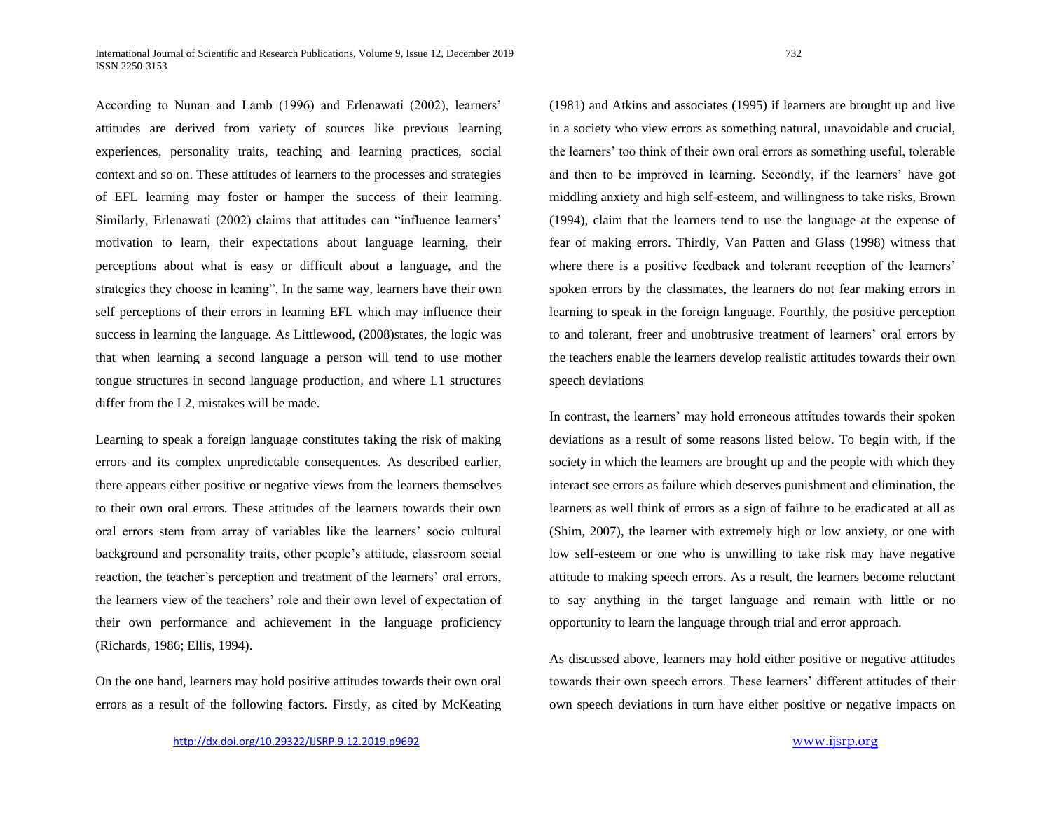According to Nunan and Lamb (1996) and Erlenawati (2002), learners' attitudes are derived from variety of sources like previous learning experiences, personality traits, teaching and learning practices, social context and so on. These attitudes of learners to the processes and strategies of EFL learning may foster or hamper the success of their learning. Similarly, Erlenawati (2002) claims that attitudes can "influence learners' motivation to learn, their expectations about language learning, their perceptions about what is easy or difficult about a language, and the strategies they choose in leaning". In the same way, learners have their own self perceptions of their errors in learning EFL which may influence their success in learning the language. As Littlewood, (2008)states, the logic was that when learning a second language a person will tend to use mother tongue structures in second language production, and where L1 structures differ from the L2, mistakes will be made.

Learning to speak a foreign language constitutes taking the risk of making errors and its complex unpredictable consequences. As described earlier, there appears either positive or negative views from the learners themselves to their own oral errors. These attitudes of the learners towards their own oral errors stem from array of variables like the learners' socio cultural background and personality traits, other people's attitude, classroom social reaction, the teacher's perception and treatment of the learners' oral errors, the learners view of the teachers' role and their own level of expectation of their own performance and achievement in the language proficiency (Richards, 1986; Ellis, 1994).

On the one hand, learners may hold positive attitudes towards their own oral errors as a result of the following factors. Firstly, as cited by McKeating (1981) and Atkins and associates (1995) if learners are brought up and live in a society who view errors as something natural, unavoidable and crucial, the learners' too think of their own oral errors as something useful, tolerable and then to be improved in learning. Secondly, if the learners' have got middling anxiety and high self-esteem, and willingness to take risks, Brown (1994), claim that the learners tend to use the language at the expense of fear of making errors. Thirdly, Van Patten and Glass (1998) witness that where there is a positive feedback and tolerant reception of the learners' spoken errors by the classmates, the learners do not fear making errors in learning to speak in the foreign language. Fourthly, the positive perception to and tolerant, freer and unobtrusive treatment of learners' oral errors by the teachers enable the learners develop realistic attitudes towards their own speech deviations

In contrast, the learners' may hold erroneous attitudes towards their spoken deviations as a result of some reasons listed below. To begin with, if the society in which the learners are brought up and the people with which they interact see errors as failure which deserves punishment and elimination, the learners as well think of errors as a sign of failure to be eradicated at all as (Shim, 2007), the learner with extremely high or low anxiety, or one with low self-esteem or one who is unwilling to take risk may have negative attitude to making speech errors. As a result, the learners become reluctant to say anything in the target language and remain with little or no opportunity to learn the language through trial and error approach.

As discussed above, learners may hold either positive or negative attitudes towards their own speech errors. These learners' different attitudes of their own speech deviations in turn have either positive or negative impacts on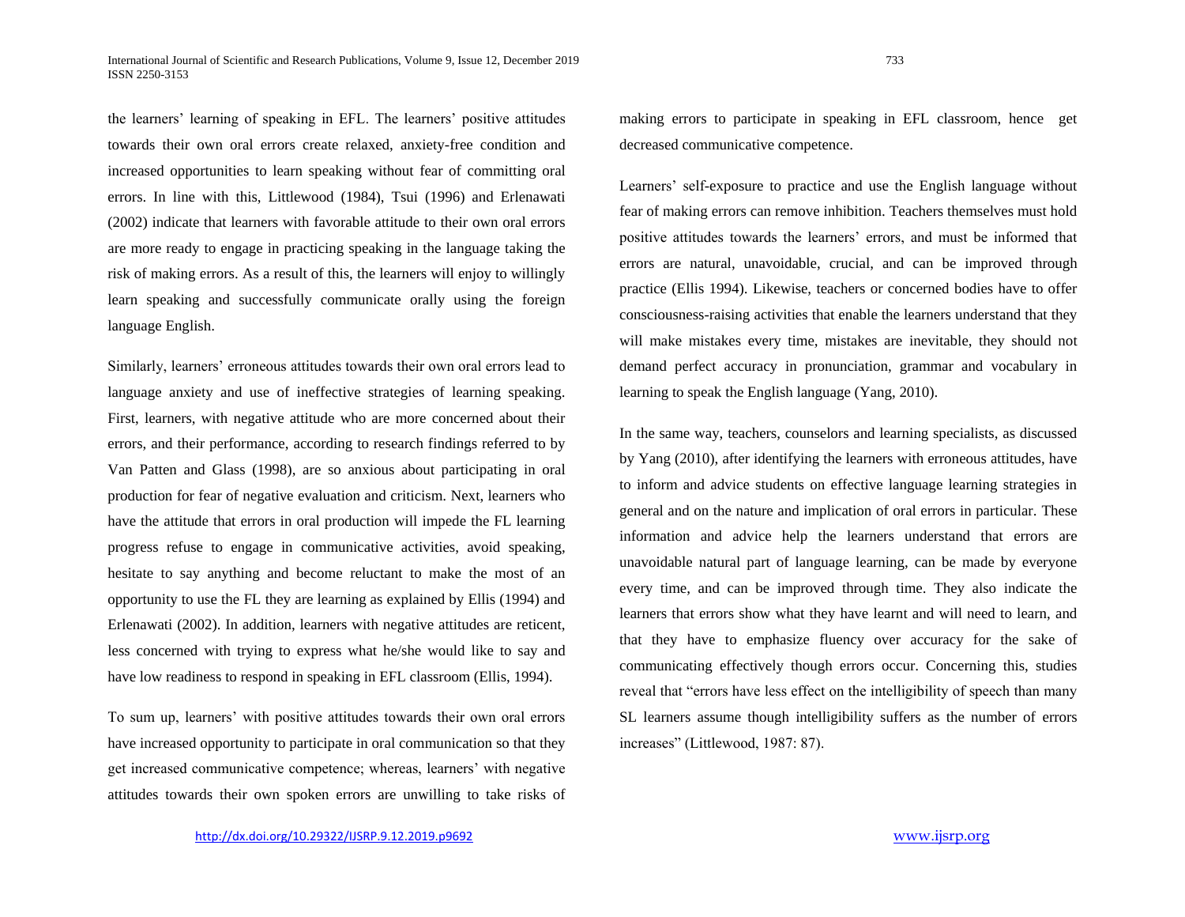the learners' learning of speaking in EFL. The learners' positive attitudes towards their own oral errors create relaxed, anxiety-free condition and increased opportunities to learn speaking without fear of committing oral errors. In line with this, Littlewood (1984), Tsui (1996) and Erlenawati (2002) indicate that learners with favorable attitude to their own oral errors are more ready to engage in practicing speaking in the language taking the risk of making errors. As a result of this, the learners will enjoy to willingly learn speaking and successfully communicate orally using the foreign language English.

Similarly, learners' erroneous attitudes towards their own oral errors lead to language anxiety and use of ineffective strategies of learning speaking. First, learners, with negative attitude who are more concerned about their errors, and their performance, according to research findings referred to by Van Patten and Glass (1998), are so anxious about participating in oral production for fear of negative evaluation and criticism. Next, learners who have the attitude that errors in oral production will impede the FL learning progress refuse to engage in communicative activities, avoid speaking, hesitate to say anything and become reluctant to make the most of an opportunity to use the FL they are learning as explained by Ellis (1994) and Erlenawati (2002). In addition, learners with negative attitudes are reticent, less concerned with trying to express what he/she would like to say and have low readiness to respond in speaking in EFL classroom (Ellis, 1994).

To sum up, learners' with positive attitudes towards their own oral errors have increased opportunity to participate in oral communication so that they get increased communicative competence; whereas, learners' with negative attitudes towards their own spoken errors are unwilling to take risks of making errors to participate in speaking in EFL classroom, hence get decreased communicative competence.

Learners' self-exposure to practice and use the English language without fear of making errors can remove inhibition. Teachers themselves must hold positive attitudes towards the learners' errors, and must be informed that errors are natural, unavoidable, crucial, and can be improved through practice (Ellis 1994). Likewise, teachers or concerned bodies have to offer consciousness-raising activities that enable the learners understand that they will make mistakes every time, mistakes are inevitable, they should not demand perfect accuracy in pronunciation, grammar and vocabulary in learning to speak the English language (Yang, 2010).

In the same way, teachers, counselors and learning specialists, as discussed by Yang (2010), after identifying the learners with erroneous attitudes, have to inform and advice students on effective language learning strategies in general and on the nature and implication of oral errors in particular. These information and advice help the learners understand that errors are unavoidable natural part of language learning, can be made by everyone every time, and can be improved through time. They also indicate the learners that errors show what they have learnt and will need to learn, and that they have to emphasize fluency over accuracy for the sake of communicating effectively though errors occur. Concerning this, studies reveal that "errors have less effect on the intelligibility of speech than many SL learners assume though intelligibility suffers as the number of errors increases" (Littlewood, 1987: 87).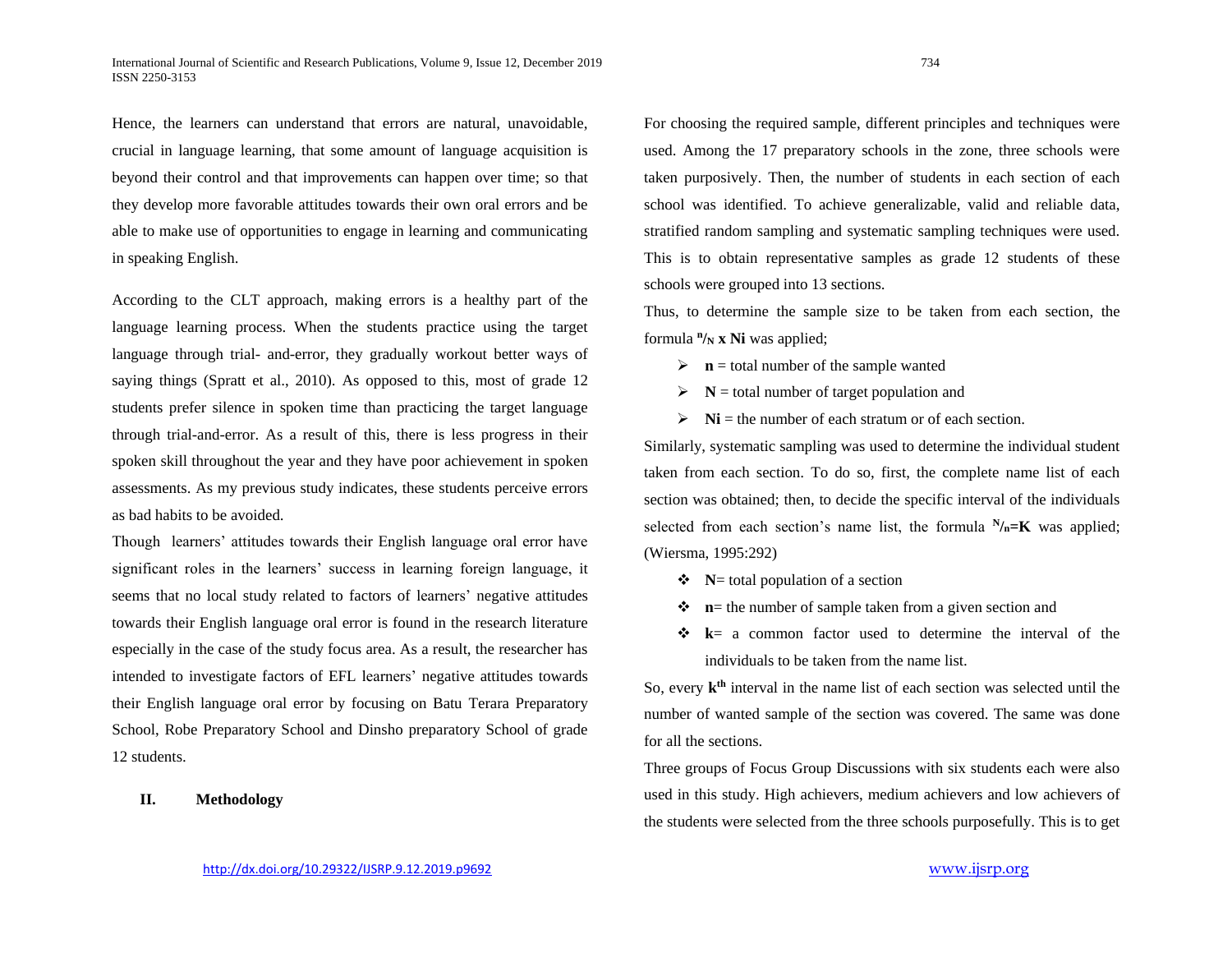Hence, the learners can understand that errors are natural, unavoidable, crucial in language learning, that some amount of language acquisition is beyond their control and that improvements can happen over time; so that they develop more favorable attitudes towards their own oral errors and be able to make use of opportunities to engage in learning and communicating in speaking English.

According to the CLT approach, making errors is a healthy part of the language learning process. When the students practice using the target language through trial- and-error, they gradually workout better ways of saying things (Spratt et al., 2010). As opposed to this, most of grade 12 students prefer silence in spoken time than practicing the target language through trial-and-error. As a result of this, there is less progress in their spoken skill throughout the year and they have poor achievement in spoken assessments. As my previous study indicates, these students perceive errors as bad habits to be avoided.

Though learners' attitudes towards their English language oral error have significant roles in the learners' success in learning foreign language, it seems that no local study related to factors of learners' negative attitudes towards their English language oral error is found in the research literature especially in the case of the study focus area. As a result, the researcher has intended to investigate factors of EFL learners' negative attitudes towards their English language oral error by focusing on Batu Terara Preparatory School, Robe Preparatory School and Dinsho preparatory School of grade 12 students.

## II. Methodology

For choosing the required sample, different principles and techniques were used. Among the 17 preparatory schools in the zone, three schools were taken purposively. Then, the number of students in each section of each school was identified. To achieve generalizable, valid and reliable data, stratified random sampling and systematic sampling techniques were used. This is to obtain representative samples as grade 12 students of these schools were grouped into 13 sections.

Thus, to determine the sample size to be taken from each section, the formula $^{n}/_{N}$ **x Ni** was applied;

- **n** = total number of the sample wanted
- **N** = total number of target population and
- **Ni** = the number of each stratum or of each section.

Similarly, systematic sampling was used to determine the individual student taken from each section. To do so, first, the complete name list of each section was obtained; then, to decide the specific interval of the individuals selected from each section's name list, the formula $^{N}/_{n}$**=K** was applied; (Wiersma, 1995:292)

- **N**= total population of a section
- **n**= the number of sample taken from a given section and
- **k**= a common factor used to determine the interval of the individuals to be taken from the name list.

So, every $k^{th}$ interval in the name list of each section was selected until the number of wanted sample of the section was covered. The same was done for all the sections.

Three groups of Focus Group Discussions with six students each were also used in this study. High achievers, medium achievers and low achievers of the students were selected from the three schools purposefully. This is to get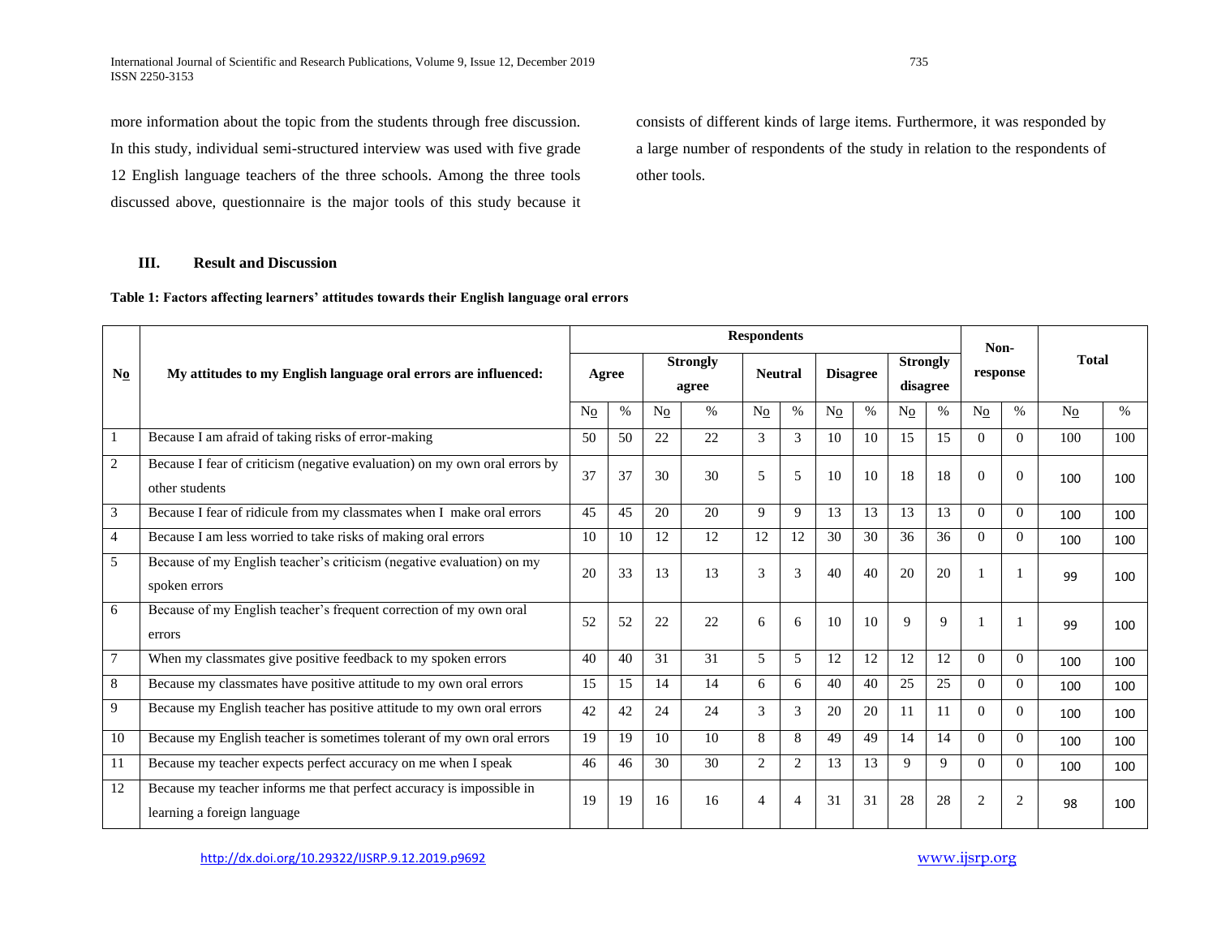more information about the topic from the students through free discussion. In this study, individual semi-structured interview was used with five grade 12 English language teachers of the three schools. Among the three tools discussed above, questionnaire is the major tools of this study because it consists of different kinds of large items. Furthermore, it was responded by a large number of respondents of the study in relation to the respondents of other tools.

## III. Result and Discussion

**Table 1: Factors affecting learners' attitudes towards their English language oral errors**

| No | My attitudes to my English language oral errors are influenced: | Respondents | | | | | | | | | | Non-response | | Total | |
|---|---|---|---|---|---|---|---|---|---|---|---|---|---|---|---|
| | | Agree | | Strongly agree | | Neutral | | Disagree | | Strongly disagree | | | | | |
| | | No | % | No | % | No | % | No | % | No | % | No | % | No | % |
| 1 | Because I am afraid of taking risks of error-making | 50 | 50 | 22 | 22 | 3 | 3 | 10 | 10 | 15 | 15 | 0 | 0 | 100 | 100 |
| 2 | Because I fear of criticism (negative evaluation) on my own oral errors by other students | 37 | 37 | 30 | 30 | 5 | 5 | 10 | 10 | 18 | 18 | 0 | 0 | 100 | 100 |
| 3 | Because I fear of ridicule from my classmates when I make oral errors | 45 | 45 | 20 | 20 | 9 | 9 | 13 | 13 | 13 | 13 | 0 | 0 | 100 | 100 |
| 4 | Because I am less worried to take risks of making oral errors | 10 | 10 | 12 | 12 | 12 | 12 | 30 | 30 | 36 | 36 | 0 | 0 | 100 | 100 |
| 5 | Because of my English teacher's criticism (negative evaluation) on my spoken errors | 20 | 33 | 13 | 13 | 3 | 3 | 40 | 40 | 20 | 20 | 1 | 1 | 99 | 100 |
| 6 | Because of my English teacher's frequent correction of my own oral errors | 52 | 52 | 22 | 22 | 6 | 6 | 10 | 10 | 9 | 9 | 1 | 1 | 99 | 100 |
| 7 | When my classmates give positive feedback to my spoken errors | 40 | 40 | 31 | 31 | 5 | 5 | 12 | 12 | 12 | 12 | 0 | 0 | 100 | 100 |
| 8 | Because my classmates have positive attitude to my own oral errors | 15 | 15 | 14 | 14 | 6 | 6 | 40 | 40 | 25 | 25 | 0 | 0 | 100 | 100 |
| 9 | Because my English teacher has positive attitude to my own oral errors | 42 | 42 | 24 | 24 | 3 | 3 | 20 | 20 | 11 | 11 | 0 | 0 | 100 | 100 |
| 10 | Because my English teacher is sometimes tolerant of my own oral errors | 19 | 19 | 10 | 10 | 8 | 8 | 49 | 49 | 14 | 14 | 0 | 0 | 100 | 100 |
| 11 | Because my teacher expects perfect accuracy on me when I speak | 46 | 46 | 30 | 30 | 2 | 2 | 13 | 13 | 9 | 9 | 0 | 0 | 100 | 100 |
| 12 | Because my teacher informs me that perfect accuracy is impossible in learning a foreign language | 19 | 19 | 16 | 16 | 4 | 4 | 31 | 31 | 28 | 28 | 2 | 2 | 98 | 100 |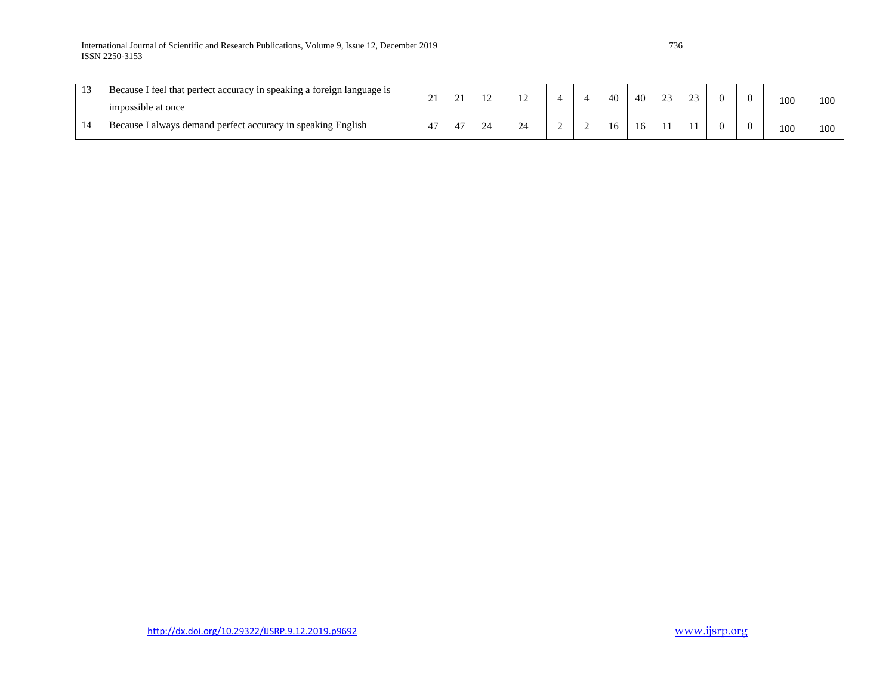| 13 | Because I feel that perfect accuracy in speaking a foreign language is impossible at once | 21 | 21 | 12 | 12 | 4 | 4 | 40 | 40 | 23 | 23 | 0 | 0 | 100 | 100 |
|---|---|---|---|---|---|---|---|---|---|---|---|---|---|---|---|
| 14 | Because I always demand perfect accuracy in speaking English | 47 | 47 | 24 | 24 | 2 | 2 | 16 | 16 | 11 | 11 | 0 | 0 | 100 | 100 |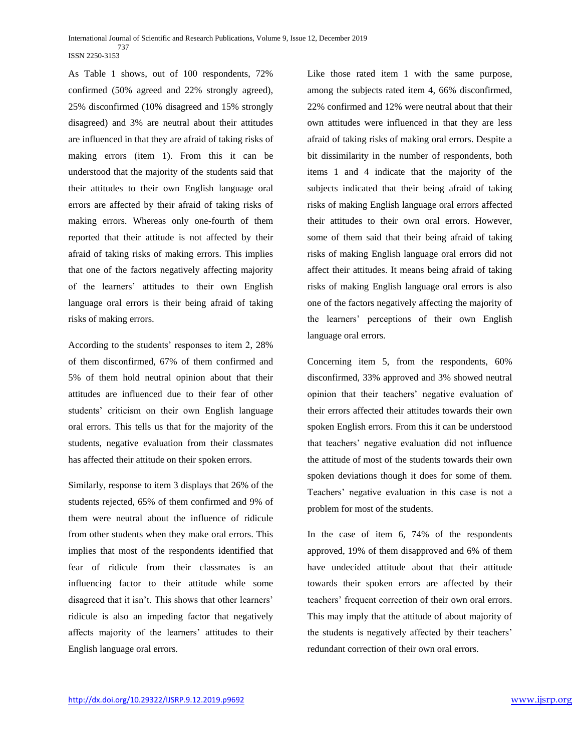As Table 1 shows, out of 100 respondents, 72% confirmed (50% agreed and 22% strongly agreed), 25% disconfirmed (10% disagreed and 15% strongly disagreed) and 3% are neutral about their attitudes are influenced in that they are afraid of taking risks of making errors (item 1). From this it can be understood that the majority of the students said that their attitudes to their own English language oral errors are affected by their afraid of taking risks of making errors. Whereas only one-fourth of them reported that their attitude is not affected by their afraid of taking risks of making errors. This implies that one of the factors negatively affecting majority of the learners' attitudes to their own English language oral errors is their being afraid of taking risks of making errors.

According to the students' responses to item 2, 28% of them disconfirmed, 67% of them confirmed and 5% of them hold neutral opinion about that their attitudes are influenced due to their fear of other students' criticism on their own English language oral errors. This tells us that for the majority of the students, negative evaluation from their classmates has affected their attitude on their spoken errors.

Similarly, response to item 3 displays that 26% of the students rejected, 65% of them confirmed and 9% of them were neutral about the influence of ridicule from other students when they make oral errors. This implies that most of the respondents identified that fear of ridicule from their classmates is an influencing factor to their attitude while some disagreed that it isn't. This shows that other learners' ridicule is also an impeding factor that negatively affects majority of the learners' attitudes to their English language oral errors.

Like those rated item 1 with the same purpose, among the subjects rated item 4, 66% disconfirmed, 22% confirmed and 12% were neutral about that their own attitudes were influenced in that they are less afraid of taking risks of making oral errors. Despite a bit dissimilarity in the number of respondents, both items 1 and 4 indicate that the majority of the subjects indicated that their being afraid of taking risks of making English language oral errors affected their attitudes to their own oral errors. However, some of them said that their being afraid of taking risks of making English language oral errors did not affect their attitudes. It means being afraid of taking risks of making English language oral errors is also one of the factors negatively affecting the majority of the learners' perceptions of their own English language oral errors.

Concerning item 5, from the respondents, 60% disconfirmed, 33% approved and 3% showed neutral opinion that their teachers' negative evaluation of their errors affected their attitudes towards their own spoken English errors. From this it can be understood that teachers' negative evaluation did not influence the attitude of most of the students towards their own spoken deviations though it does for some of them. Teachers' negative evaluation in this case is not a problem for most of the students.

In the case of item 6, 74% of the respondents approved, 19% of them disapproved and 6% of them have undecided attitude about that their attitude towards their spoken errors are affected by their teachers' frequent correction of their own oral errors. This may imply that the attitude of about majority of the students is negatively affected by their teachers' redundant correction of their own oral errors.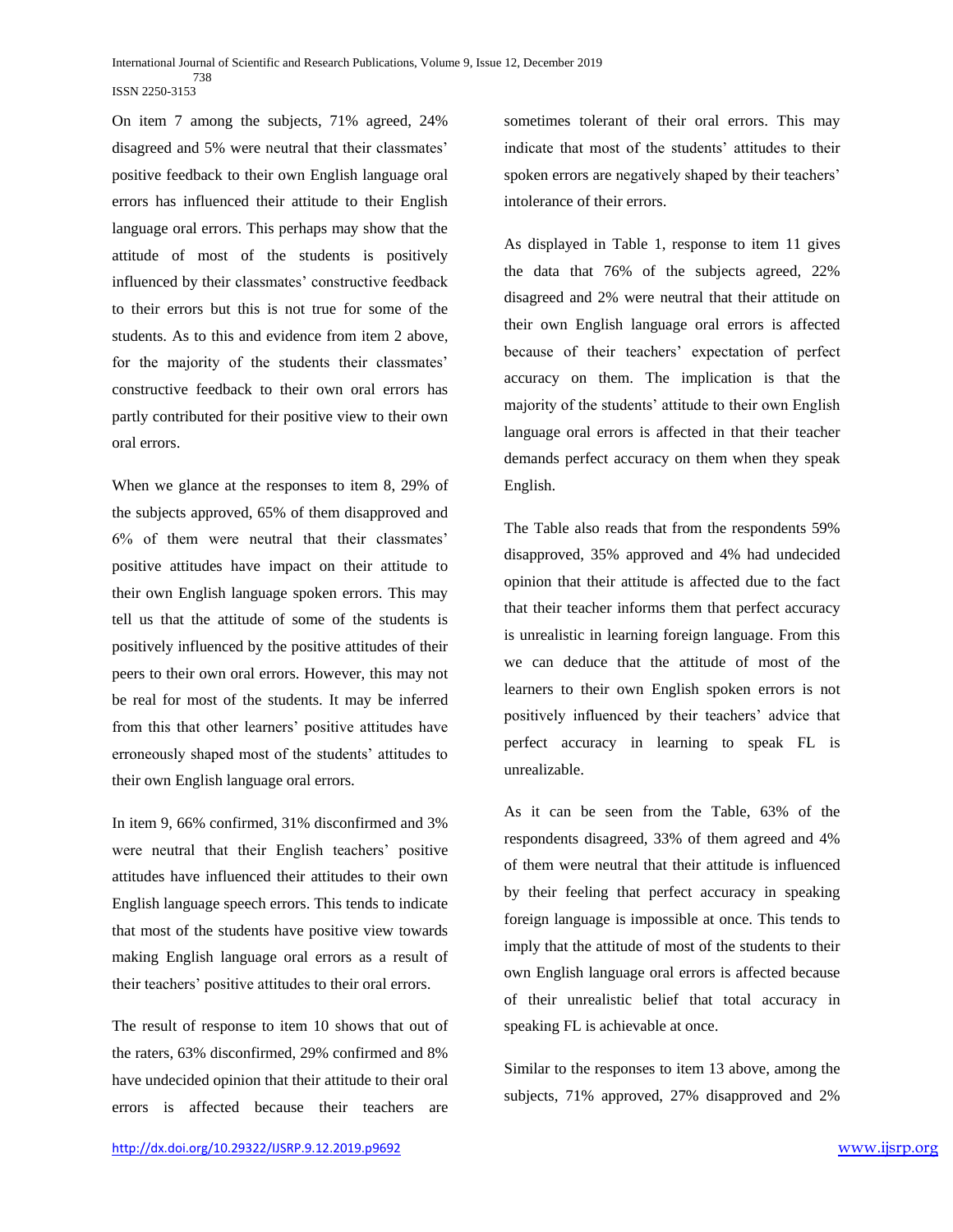On item 7 among the subjects, 71% agreed, 24% disagreed and 5% were neutral that their classmates' positive feedback to their own English language oral errors has influenced their attitude to their English language oral errors. This perhaps may show that the attitude of most of the students is positively influenced by their classmates' constructive feedback to their errors but this is not true for some of the students. As to this and evidence from item 2 above, for the majority of the students their classmates' constructive feedback to their own oral errors has partly contributed for their positive view to their own oral errors.

When we glance at the responses to item 8, 29% of the subjects approved, 65% of them disapproved and 6% of them were neutral that their classmates' positive attitudes have impact on their attitude to their own English language spoken errors. This may tell us that the attitude of some of the students is positively influenced by the positive attitudes of their peers to their own oral errors. However, this may not be real for most of the students. It may be inferred from this that other learners' positive attitudes have erroneously shaped most of the students' attitudes to their own English language oral errors.

In item 9, 66% confirmed, 31% disconfirmed and 3% were neutral that their English teachers' positive attitudes have influenced their attitudes to their own English language speech errors. This tends to indicate that most of the students have positive view towards making English language oral errors as a result of their teachers' positive attitudes to their oral errors.

The result of response to item 10 shows that out of the raters, 63% disconfirmed, 29% confirmed and 8% have undecided opinion that their attitude to their oral errors is affected because their teachers are sometimes tolerant of their oral errors. This may indicate that most of the students' attitudes to their spoken errors are negatively shaped by their teachers' intolerance of their errors.

As displayed in Table 1, response to item 11 gives the data that 76% of the subjects agreed, 22% disagreed and 2% were neutral that their attitude on their own English language oral errors is affected because of their teachers' expectation of perfect accuracy on them. The implication is that the majority of the students' attitude to their own English language oral errors is affected in that their teacher demands perfect accuracy on them when they speak English.

The Table also reads that from the respondents 59% disapproved, 35% approved and 4% had undecided opinion that their attitude is affected due to the fact that their teacher informs them that perfect accuracy is unrealistic in learning foreign language. From this we can deduce that the attitude of most of the learners to their own English spoken errors is not positively influenced by their teachers' advice that perfect accuracy in learning to speak FL is unrealizable.

As it can be seen from the Table, 63% of the respondents disagreed, 33% of them agreed and 4% of them were neutral that their attitude is influenced by their feeling that perfect accuracy in speaking foreign language is impossible at once. This tends to imply that the attitude of most of the students to their own English language oral errors is affected because of their unrealistic belief that total accuracy in speaking FL is achievable at once.

Similar to the responses to item 13 above, among the subjects, 71% approved, 27% disapproved and 2%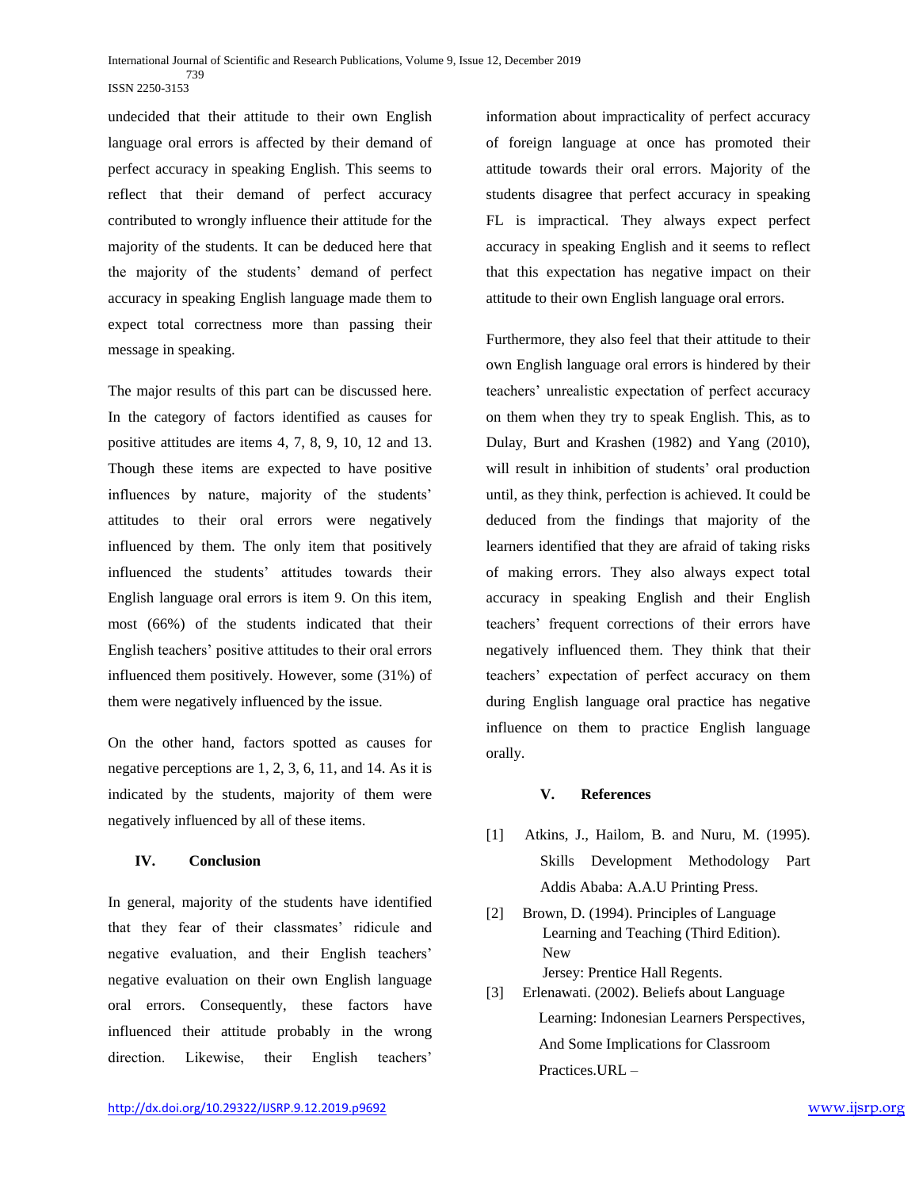undecided that their attitude to their own English language oral errors is affected by their demand of perfect accuracy in speaking English. This seems to reflect that their demand of perfect accuracy contributed to wrongly influence their attitude for the majority of the students. It can be deduced here that the majority of the students' demand of perfect accuracy in speaking English language made them to expect total correctness more than passing their message in speaking.

The major results of this part can be discussed here. In the category of factors identified as causes for positive attitudes are items 4, 7, 8, 9, 10, 12 and 13. Though these items are expected to have positive influences by nature, majority of the students' attitudes to their oral errors were negatively influenced by them. The only item that positively influenced the students' attitudes towards their English language oral errors is item 9. On this item, most (66%) of the students indicated that their English teachers' positive attitudes to their oral errors influenced them positively. However, some (31%) of them were negatively influenced by the issue.

On the other hand, factors spotted as causes for negative perceptions are 1, 2, 3, 6, 11, and 14. As it is indicated by the students, majority of them were negatively influenced by all of these items.

## IV. Conclusion

In general, majority of the students have identified that they fear of their classmates' ridicule and negative evaluation, and their English teachers' negative evaluation on their own English language oral errors. Consequently, these factors have influenced their attitude probably in the wrong direction. Likewise, their English teachers' information about impracticality of perfect accuracy of foreign language at once has promoted their attitude towards their oral errors. Majority of the students disagree that perfect accuracy in speaking FL is impractical. They always expect perfect accuracy in speaking English and it seems to reflect that this expectation has negative impact on their attitude to their own English language oral errors.

Furthermore, they also feel that their attitude to their own English language oral errors is hindered by their teachers' unrealistic expectation of perfect accuracy on them when they try to speak English. This, as to Dulay, Burt and Krashen (1982) and Yang (2010), will result in inhibition of students' oral production until, as they think, perfection is achieved. It could be deduced from the findings that majority of the learners identified that they are afraid of taking risks of making errors. They also always expect total accuracy in speaking English and their English teachers' frequent corrections of their errors have negatively influenced them. They think that their teachers' expectation of perfect accuracy on them during English language oral practice has negative influence on them to practice English language orally.

## V. References

[1] Atkins, J., Hailom, B. and Nuru, M. (1995). Skills Development Methodology Part Addis Ababa: A.A.U Printing Press.

[2] Brown, D. (1994). Principles of Language Learning and Teaching (Third Edition). New Jersey: Prentice Hall Regents.

[3] Erlenawati. (2002). Beliefs about Language Learning: Indonesian Learners Perspectives, And Some Implications for Classroom Practices.URL –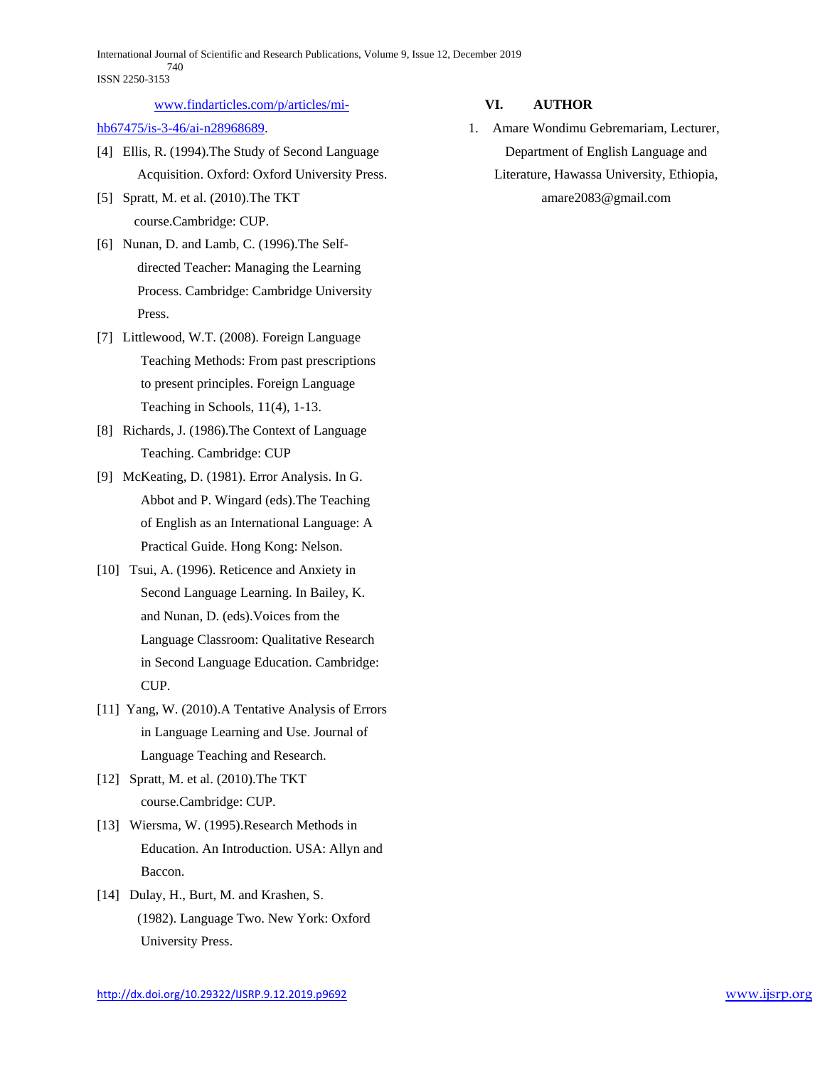www.findarticles.com/p/articles/mi-hb67475/is-3-46/ai-n28968689.

[4] Ellis, R. (1994).The Study of Second Language Acquisition. Oxford: Oxford University Press.

[5] Spratt, M. et al. (2010).The TKT course.Cambridge: CUP.

[6] Nunan, D. and Lamb, C. (1996).The Self-directed Teacher: Managing the Learning Process. Cambridge: Cambridge University Press.

[7] Littlewood, W.T. (2008). Foreign Language Teaching Methods: From past prescriptions to present principles. Foreign Language Teaching in Schools, 11(4), 1-13.

[8] Richards, J. (1986).The Context of Language Teaching. Cambridge: CUP

[9] McKeating, D. (1981). Error Analysis. In G. Abbot and P. Wingard (eds).The Teaching of English as an International Language: A Practical Guide. Hong Kong: Nelson.

[10] Tsui, A. (1996). Reticence and Anxiety in Second Language Learning. In Bailey, K. and Nunan, D. (eds).Voices from the Language Classroom: Qualitative Research in Second Language Education. Cambridge: CUP.

[11] Yang, W. (2010).A Tentative Analysis of Errors in Language Learning and Use. Journal of Language Teaching and Research.

[12] Spratt, M. et al. (2010).The TKT course.Cambridge: CUP.

[13] Wiersma, W. (1995).Research Methods in Education. An Introduction. USA: Allyn and Baccon.

[14] Dulay, H., Burt, M. and Krashen, S. (1982). Language Two. New York: Oxford University Press.

## VI. AUTHOR

1. Amare Wondimu Gebremariam, Lecturer, Department of English Language and Literature, Hawassa University, Ethiopia, amare2083@gmail.com